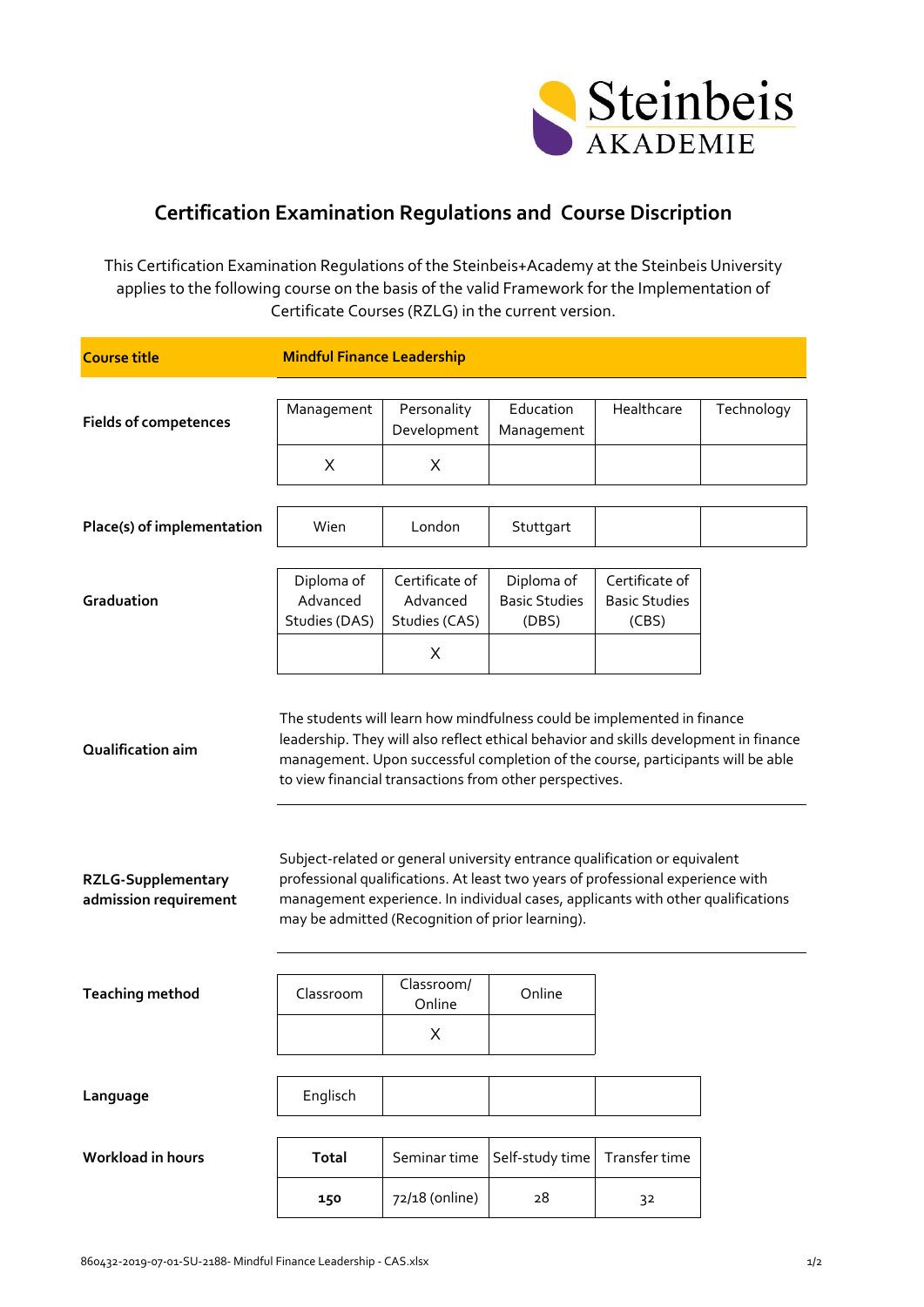# Certification Examination Regulations and Course Discription

This Certification Examination Regulations of the Steinbeis+Academy at the Steinbeis University applies to the following course on the basis of the valid Framework for the Implementation of Certificate Courses (RZLG) in the current version.

**Course title** | **Mindful Finance Leadership**

**Fields of competences**

| Management | Personality Development | Education Management | Healthcare | Technology |
|---|---|---|---|---|
| X | X | | | |

**Place(s) of implementation**

| Wien | London | Stuttgart | | |
|---|---|---|---|---|

**Graduation**

| Diploma of Advanced Studies (DAS) | Certificate of Advanced Studies (CAS) | Diploma of Basic Studies (DBS) | Certificate of Basic Studies (CBS) |
|---|---|---|---|
| | X | | |

**Qualification aim**

The students will learn how mindfulness could be implemented in finance leadership. They will also reflect ethical behavior and skills development in finance management. Upon successful completion of the course, participants will be able to view financial transactions from other perspectives.

**RZLG-Supplementary admission requirement**

Subject-related or general university entrance qualification or equivalent professional qualifications. At least two years of professional experience with management experience. In individual cases, applicants with other qualifications may be admitted (Recognition of prior learning).

**Teaching method**

| Classroom | Classroom/ Online | Online |
|---|---|---|
| | X | |

**Language**

| Englisch | | | |
|---|---|---|---|

**Workload in hours**

| **Total** | Seminar time | Self-study time | Transfer time |
|---|---|---|---|
| **150** | 72/18 (online) | 28 | 32 |

860432-2019-07-01-SU-2188- Mindful Finance Leadership - CAS.xlsx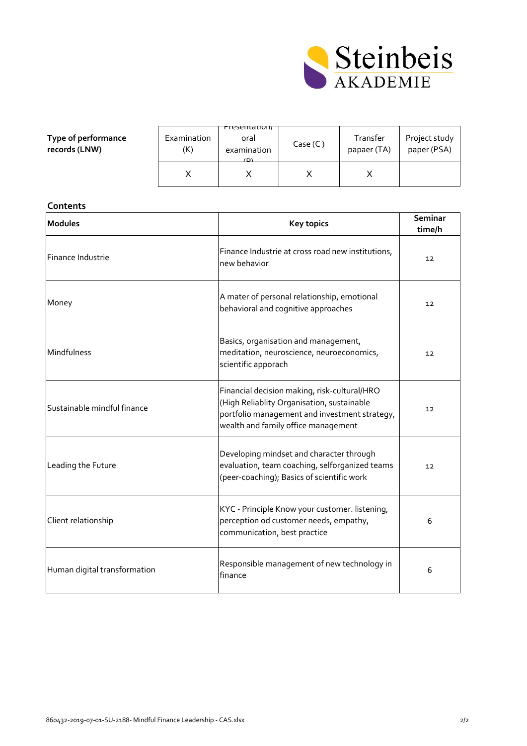| Type of performance records (LNW) | Examination (K) | Presentation/ oral examination (P) | Case (C ) | Transfer papaer (TA) | Project study paper (PSA) |
|---|---|---|---|---|---|
| | X | X | X | X | |

**Contents**

| Modules | Key topics | Seminar time/h |
|---|---|---|
| Finance Industrie | Finance Industrie at cross road new institutions, new behavior | 12 |
| Money | A mater of personal relationship, emotional behavioral and cognitive approaches | 12 |
| Mindfulness | Basics, organisation and management, meditation, neuroscience, neuroeconomics, scientific apporach | 12 |
| Sustainable mindful finance | Financial decision making, risk-cultural/HRO (High Reliablity Organisation, sustainable portfolio management and investment strategy, wealth and family office management | 12 |
| Leading the Future | Developing mindset and character through evaluation, team coaching, selforganized teams (peer-coaching); Basics of scientific work | 12 |
| Client relationship | KYC - Principle Know your customer. listening, perception od customer needs, empathy, communication, best practice | 6 |
| Human digital transformation | Responsible management of new technology in finance | 6 |